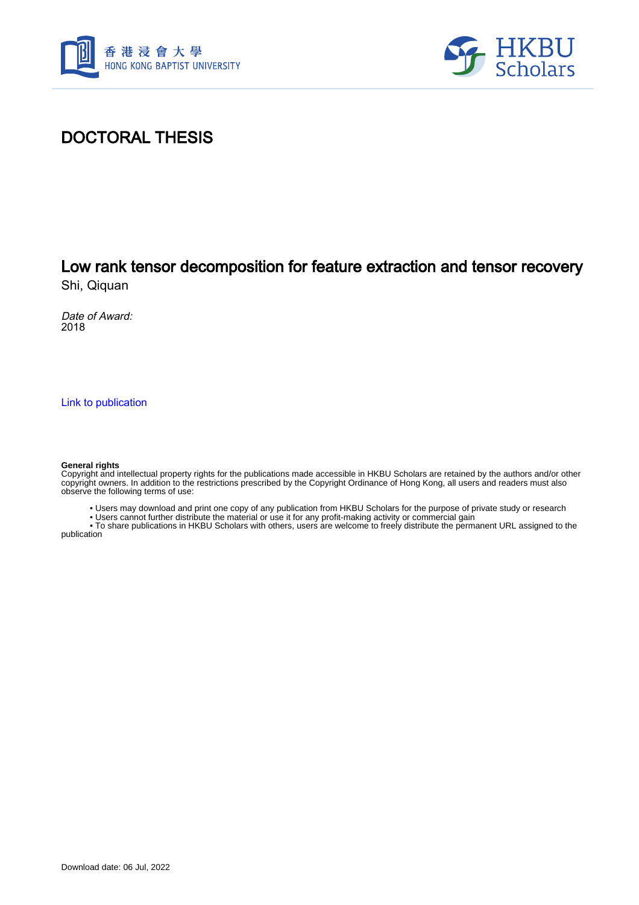香港浸會大學
HONG KONG BAPTIST UNIVERSITY

HKBU Scholars

# DOCTORAL THESIS

## Low rank tensor decomposition for feature extraction and tensor recovery

Shi, Qiquan

*Date of Award:*
2018

Link to publication

**General rights**
Copyright and intellectual property rights for the publications made accessible in HKBU Scholars are retained by the authors and/or other copyright owners. In addition to the restrictions prescribed by the Copyright Ordinance of Hong Kong, all users and readers must also observe the following terms of use:

- Users may download and print one copy of any publication from HKBU Scholars for the purpose of private study or research
- Users cannot further distribute the material or use it for any profit-making activity or commercial gain
- To share publications in HKBU Scholars with others, users are welcome to freely distribute the permanent URL assigned to the publication

Download date: 06 Jul, 2022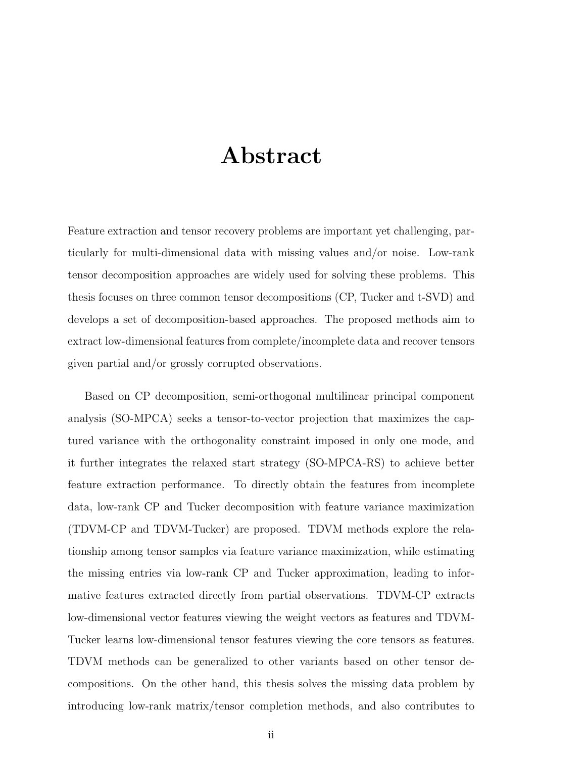# Abstract

Feature extraction and tensor recovery problems are important yet challenging, particularly for multi-dimensional data with missing values and/or noise. Low-rank tensor decomposition approaches are widely used for solving these problems. This thesis focuses on three common tensor decompositions (CP, Tucker and t-SVD) and develops a set of decomposition-based approaches. The proposed methods aim to extract low-dimensional features from complete/incomplete data and recover tensors given partial and/or grossly corrupted observations.

Based on CP decomposition, semi-orthogonal multilinear principal component analysis (SO-MPCA) seeks a tensor-to-vector projection that maximizes the captured variance with the orthogonality constraint imposed in only one mode, and it further integrates the relaxed start strategy (SO-MPCA-RS) to achieve better feature extraction performance. To directly obtain the features from incomplete data, low-rank CP and Tucker decomposition with feature variance maximization (TDVM-CP and TDVM-Tucker) are proposed. TDVM methods explore the relationship among tensor samples via feature variance maximization, while estimating the missing entries via low-rank CP and Tucker approximation, leading to informative features extracted directly from partial observations. TDVM-CP extracts low-dimensional vector features viewing the weight vectors as features and TDVM-Tucker learns low-dimensional tensor features viewing the core tensors as features. TDVM methods can be generalized to other variants based on other tensor decompositions. On the other hand, this thesis solves the missing data problem by introducing low-rank matrix/tensor completion methods, and also contributes to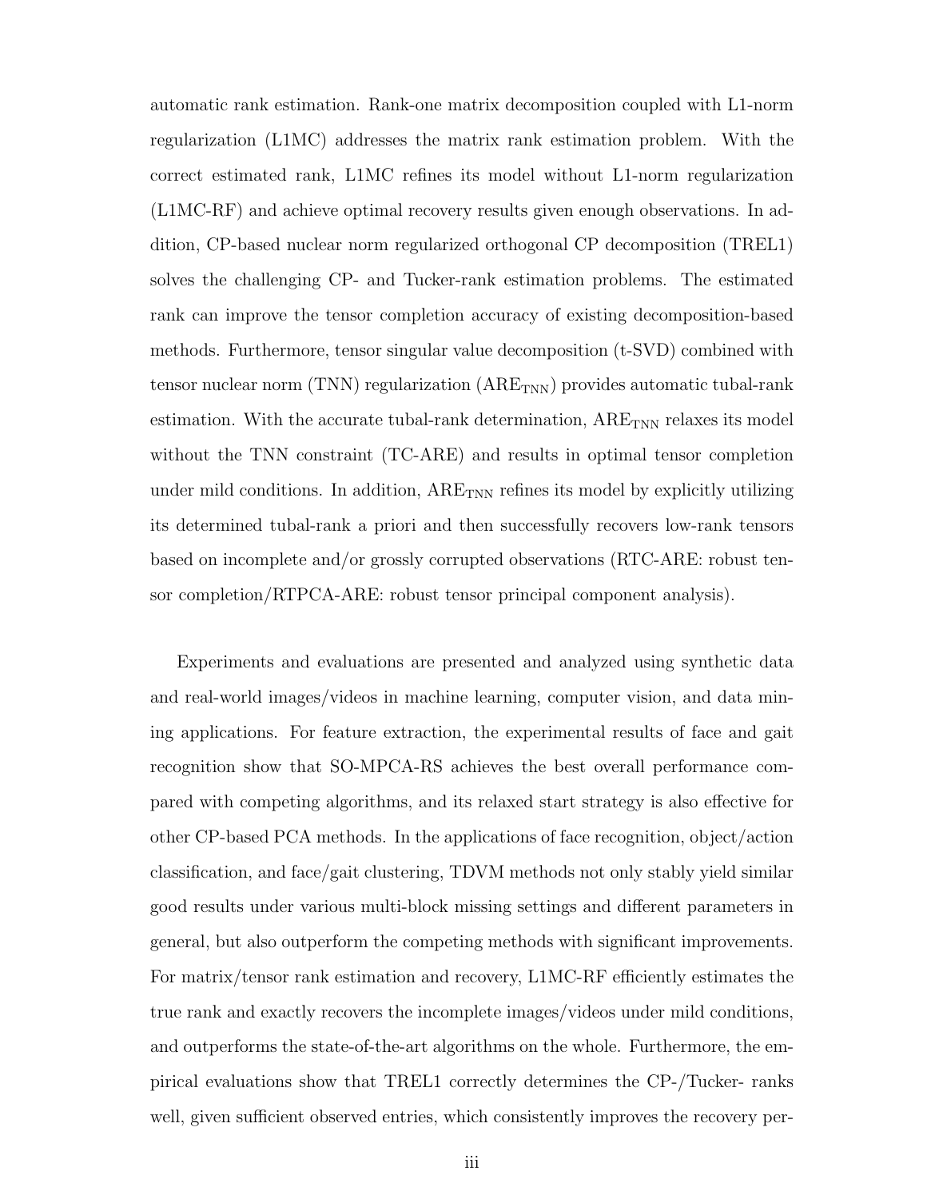automatic rank estimation. Rank-one matrix decomposition coupled with L1-norm regularization (L1MC) addresses the matrix rank estimation problem. With the correct estimated rank, L1MC refines its model without L1-norm regularization (L1MC-RF) and achieve optimal recovery results given enough observations. In addition, CP-based nuclear norm regularized orthogonal CP decomposition (TREL1) solves the challenging CP- and Tucker-rank estimation problems. The estimated rank can improve the tensor completion accuracy of existing decomposition-based methods. Furthermore, tensor singular value decomposition (t-SVD) combined with tensor nuclear norm (TNN) regularization ($\text{ARE}_{\text{TNN}}$) provides automatic tubal-rank estimation. With the accurate tubal-rank determination, $\text{ARE}_{\text{TNN}}$ relaxes its model without the TNN constraint (TC-ARE) and results in optimal tensor completion under mild conditions. In addition, $\text{ARE}_{\text{TNN}}$ refines its model by explicitly utilizing its determined tubal-rank a priori and then successfully recovers low-rank tensors based on incomplete and/or grossly corrupted observations (RTC-ARE: robust tensor completion/RTPCA-ARE: robust tensor principal component analysis).

Experiments and evaluations are presented and analyzed using synthetic data and real-world images/videos in machine learning, computer vision, and data mining applications. For feature extraction, the experimental results of face and gait recognition show that SO-MPCA-RS achieves the best overall performance compared with competing algorithms, and its relaxed start strategy is also effective for other CP-based PCA methods. In the applications of face recognition, object/action classification, and face/gait clustering, TDVM methods not only stably yield similar good results under various multi-block missing settings and different parameters in general, but also outperform the competing methods with significant improvements. For matrix/tensor rank estimation and recovery, L1MC-RF efficiently estimates the true rank and exactly recovers the incomplete images/videos under mild conditions, and outperforms the state-of-the-art algorithms on the whole. Furthermore, the empirical evaluations show that TREL1 correctly determines the CP-/Tucker- ranks well, given sufficient observed entries, which consistently improves the recovery per-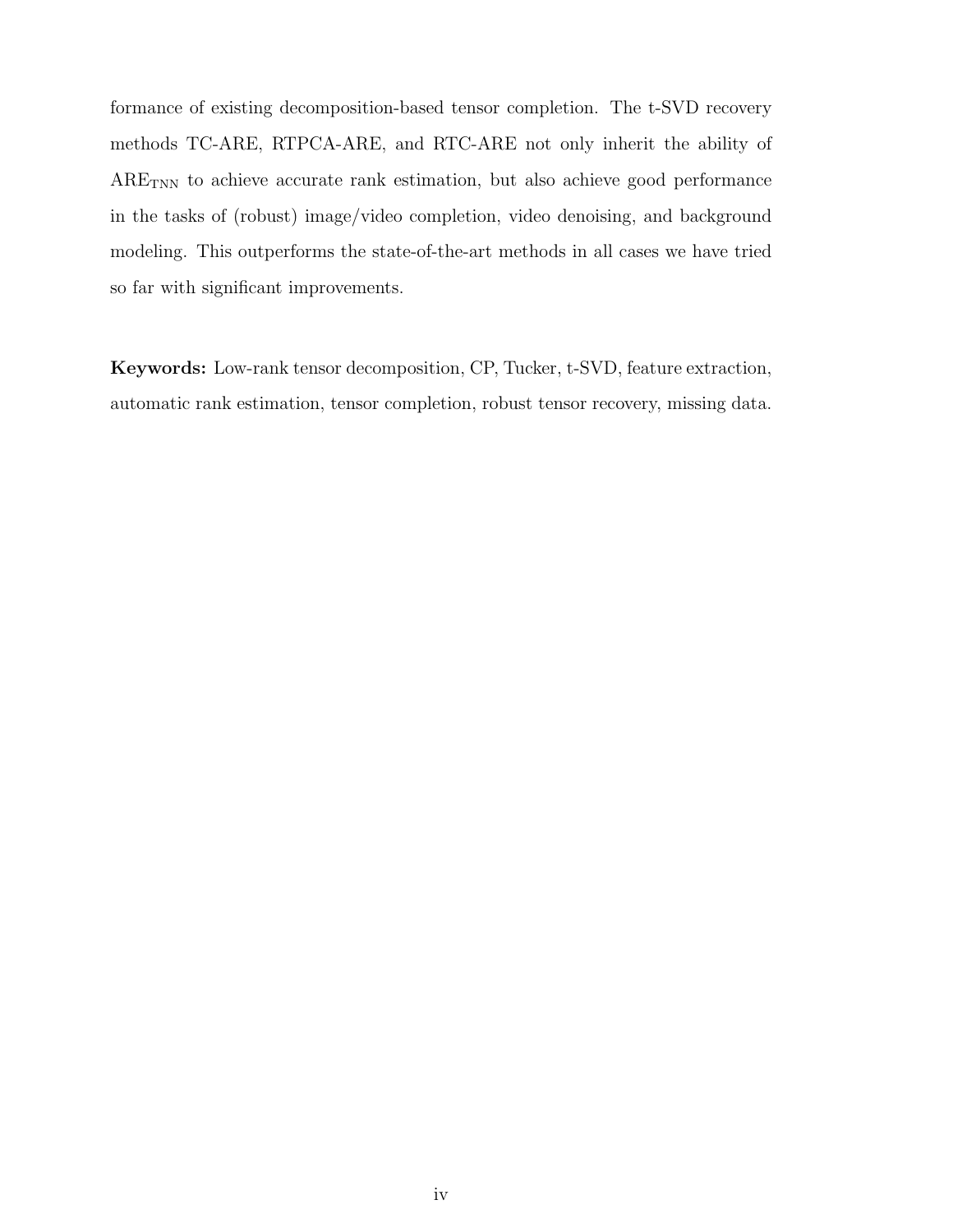formance of existing decomposition-based tensor completion. The t-SVD recovery methods TC-ARE, RTPCA-ARE, and RTC-ARE not only inherit the ability of $\text{ARE}_{\text{TNN}}$ to achieve accurate rank estimation, but also achieve good performance in the tasks of (robust) image/video completion, video denoising, and background modeling. This outperforms the state-of-the-art methods in all cases we have tried so far with significant improvements.

**Keywords:** Low-rank tensor decomposition, CP, Tucker, t-SVD, feature extraction, automatic rank estimation, tensor completion, robust tensor recovery, missing data.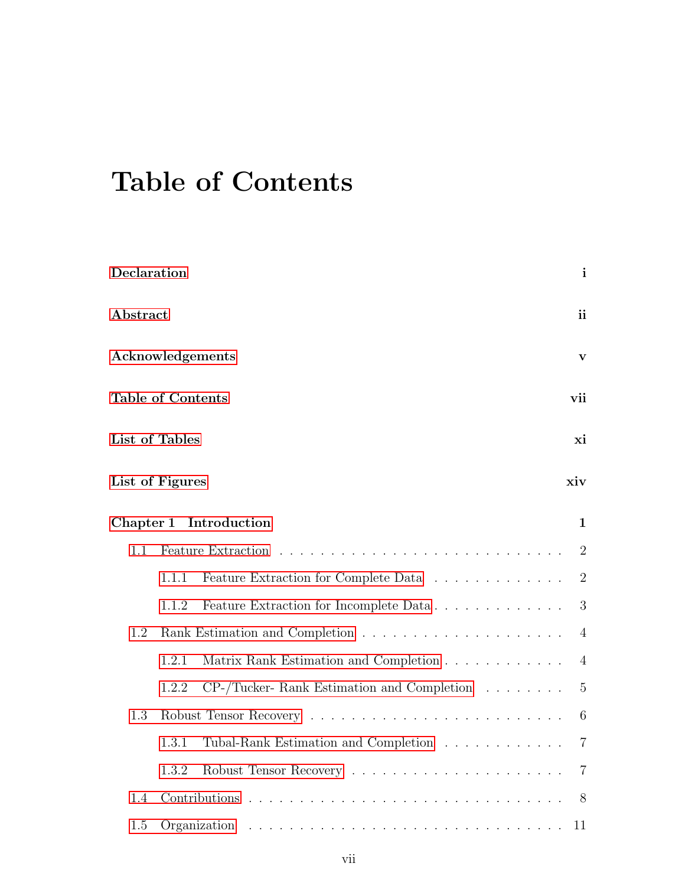# Table of Contents

**Declaration** **i**

**Abstract** **ii**

**Acknowledgements** **v**

**Table of Contents** **vii**

**List of Tables** **xi**

**List of Figures** **xiv**

**Chapter 1 Introduction** **1**

- 1.1 Feature Extraction . . . . . . . . . . . . . . . . . . . . . . . . . . . . 2
  - 1.1.1 Feature Extraction for Complete Data . . . . . . . . . . . . . 2
  - 1.1.2 Feature Extraction for Incomplete Data . . . . . . . . . . . . . 3
- 1.2 Rank Estimation and Completion . . . . . . . . . . . . . . . . . . . . 4
  - 1.2.1 Matrix Rank Estimation and Completion . . . . . . . . . . . . 4
  - 1.2.2 CP-/Tucker- Rank Estimation and Completion . . . . . . . . 5
- 1.3 Robust Tensor Recovery . . . . . . . . . . . . . . . . . . . . . . . . . 6
  - 1.3.1 Tubal-Rank Estimation and Completion . . . . . . . . . . . . 7
  - 1.3.2 Robust Tensor Recovery . . . . . . . . . . . . . . . . . . . . . 7
- 1.4 Contributions . . . . . . . . . . . . . . . . . . . . . . . . . . . . . . . 8
- 1.5 Organization . . . . . . . . . . . . . . . . . . . . . . . . . . . . . . . 11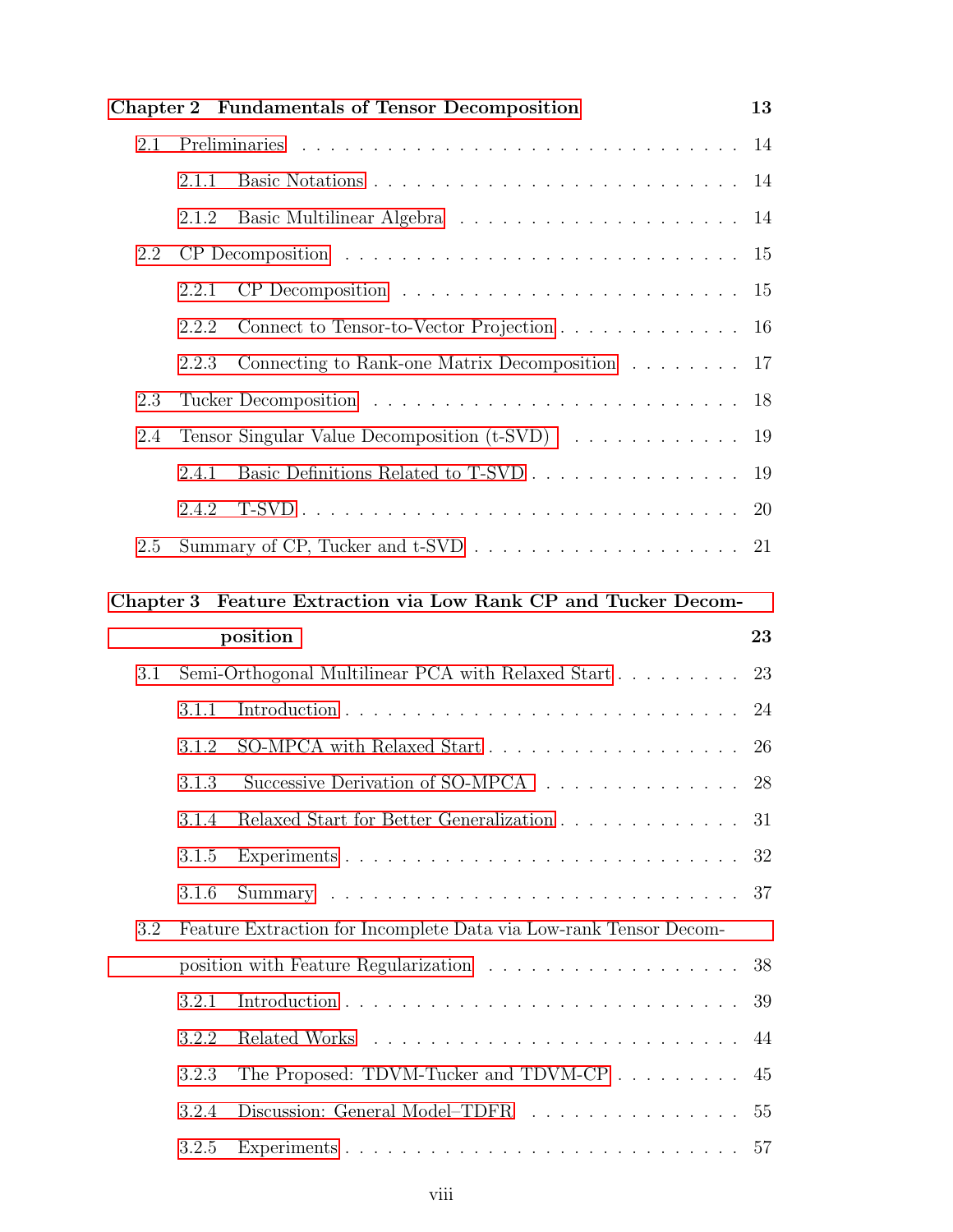**Chapter 2 Fundamentals of Tensor Decomposition** **13**

2.1 Preliminaries . . . . . . . . . . . . . . . . . . . . . . . . . . . . . . . 14

2.1.1 Basic Notations . . . . . . . . . . . . . . . . . . . . . . . . . . . 14

2.1.2 Basic Multilinear Algebra . . . . . . . . . . . . . . . . . . . . . 14

2.2 CP Decomposition . . . . . . . . . . . . . . . . . . . . . . . . . . . . . 15

2.2.1 CP Decomposition . . . . . . . . . . . . . . . . . . . . . . . . . 15

2.2.2 Connect to Tensor-to-Vector Projection . . . . . . . . . . . . . . 16

2.2.3 Connecting to Rank-one Matrix Decomposition . . . . . . . . . 17

2.3 Tucker Decomposition . . . . . . . . . . . . . . . . . . . . . . . . . . . 18

2.4 Tensor Singular Value Decomposition (t-SVD) . . . . . . . . . . . . . 19

2.4.1 Basic Definitions Related to T-SVD . . . . . . . . . . . . . . . . 19

2.4.2 T-SVD . . . . . . . . . . . . . . . . . . . . . . . . . . . . . . . . 20

2.5 Summary of CP, Tucker and t-SVD . . . . . . . . . . . . . . . . . . . 21

**Chapter 3 Feature Extraction via Low Rank CP and Tucker Decomposition** **23**

3.1 Semi-Orthogonal Multilinear PCA with Relaxed Start . . . . . . . . . 23

3.1.1 Introduction . . . . . . . . . . . . . . . . . . . . . . . . . . . . . 24

3.1.2 SO-MPCA with Relaxed Start . . . . . . . . . . . . . . . . . . . 26

3.1.3 Successive Derivation of SO-MPCA . . . . . . . . . . . . . . . . 28

3.1.4 Relaxed Start for Better Generalization . . . . . . . . . . . . . . 31

3.1.5 Experiments . . . . . . . . . . . . . . . . . . . . . . . . . . . . . 32

3.1.6 Summary . . . . . . . . . . . . . . . . . . . . . . . . . . . . . . . 37

3.2 Feature Extraction for Incomplete Data via Low-rank Tensor Decomposition with Feature Regularization . . . . . . . . . . . . . . . . . . . 38

3.2.1 Introduction . . . . . . . . . . . . . . . . . . . . . . . . . . . . . 39

3.2.2 Related Works . . . . . . . . . . . . . . . . . . . . . . . . . . . . 44

3.2.3 The Proposed: TDVM-Tucker and TDVM-CP . . . . . . . . . . 45

3.2.4 Discussion: General Model–TDFR . . . . . . . . . . . . . . . . . 55

3.2.5 Experiments . . . . . . . . . . . . . . . . . . . . . . . . . . . . . 57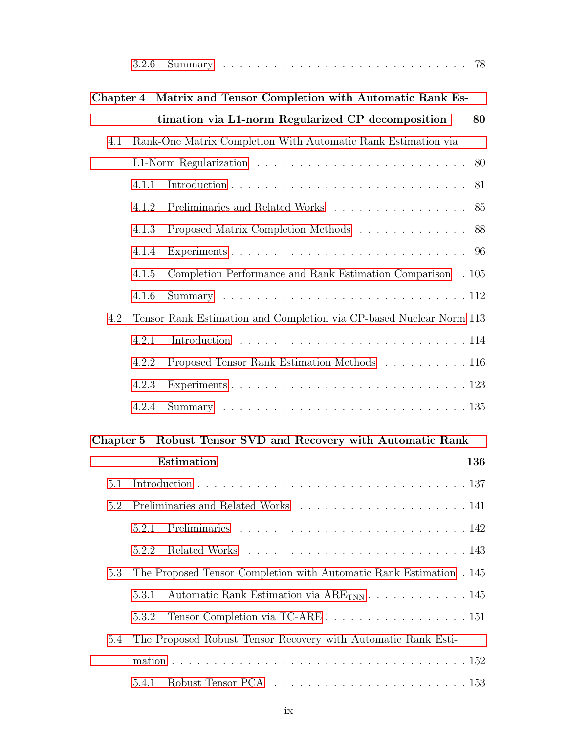3.2.6 Summary . . . . . . . . . . . . . . . . . . . . . . . . . . . . 78

**Chapter 4 Matrix and Tensor Completion with Automatic Rank Estimation via L1-norm Regularized CP decomposition 80**

4.1 Rank-One Matrix Completion With Automatic Rank Estimation via L1-Norm Regularization . . . . . . . . . . . . . . . . . . . . . . . . 80

4.1.1 Introduction . . . . . . . . . . . . . . . . . . . . . . . . . . . . 81

4.1.2 Preliminaries and Related Works . . . . . . . . . . . . . . . . . . 85

4.1.3 Proposed Matrix Completion Methods . . . . . . . . . . . . . . 88

4.1.4 Experiments . . . . . . . . . . . . . . . . . . . . . . . . . . . . 96

4.1.5 Completion Performance and Rank Estimation Comparison . 105

4.1.6 Summary . . . . . . . . . . . . . . . . . . . . . . . . . . . . . 112

4.2 Tensor Rank Estimation and Completion via CP-based Nuclear Norm 113

4.2.1 Introduction . . . . . . . . . . . . . . . . . . . . . . . . . . . . 114

4.2.2 Proposed Tensor Rank Estimation Methods . . . . . . . . . . . 116

4.2.3 Experiments . . . . . . . . . . . . . . . . . . . . . . . . . . . . 123

4.2.4 Summary . . . . . . . . . . . . . . . . . . . . . . . . . . . . . 135

**Chapter 5 Robust Tensor SVD and Recovery with Automatic Rank Estimation 136**

5.1 Introduction . . . . . . . . . . . . . . . . . . . . . . . . . . . . . . . 137

5.2 Preliminaries and Related Works . . . . . . . . . . . . . . . . . . . . 141

5.2.1 Preliminaries . . . . . . . . . . . . . . . . . . . . . . . . . . . 142

5.2.2 Related Works . . . . . . . . . . . . . . . . . . . . . . . . . . 143

5.3 The Proposed Tensor Completion with Automatic Rank Estimation . 145

5.3.1 Automatic Rank Estimation via $\text{ARE}_{\text{TNN}}$ . . . . . . . . . . . . 145

5.3.2 Tensor Completion via TC-ARE . . . . . . . . . . . . . . . . . 151

5.4 The Proposed Robust Tensor Recovery with Automatic Rank Estimation . . . . . . . . . . . . . . . . . . . . . . . . . . . . . . . . . . . 152

5.4.1 Robust Tensor PCA . . . . . . . . . . . . . . . . . . . . . . . 153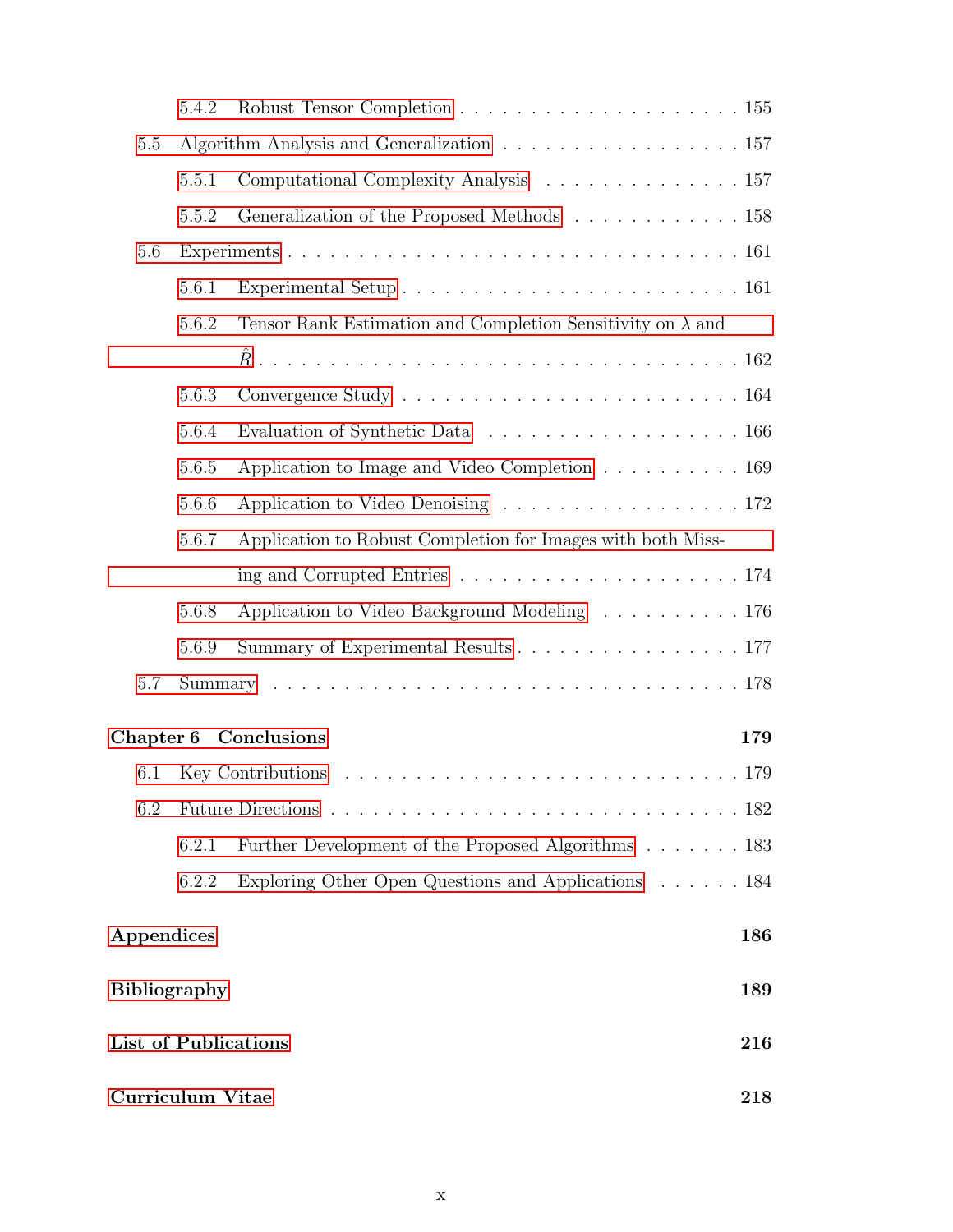5.4.2 Robust Tensor Completion . . . . . . . . . . . . . . . . . . . . 155

5.5 Algorithm Analysis and Generalization . . . . . . . . . . . . . . . . . . 157

5.5.1 Computational Complexity Analysis . . . . . . . . . . . . . . . 157

5.5.2 Generalization of the Proposed Methods . . . . . . . . . . . . 158

5.6 Experiments . . . . . . . . . . . . . . . . . . . . . . . . . . . . . . . . 161

5.6.1 Experimental Setup . . . . . . . . . . . . . . . . . . . . . . . . 161

5.6.2 Tensor Rank Estimation and Completion Sensitivity on $\lambda$ and $\hat{R}$ . . . . . . . . . . . . . . . . . . . . . . . . . . . . . . . . . 162

5.6.3 Convergence Study . . . . . . . . . . . . . . . . . . . . . . . . 164

5.6.4 Evaluation of Synthetic Data . . . . . . . . . . . . . . . . . . . 166

5.6.5 Application to Image and Video Completion . . . . . . . . . . 169

5.6.6 Application to Video Denoising . . . . . . . . . . . . . . . . . . 172

5.6.7 Application to Robust Completion for Images with both Missing and Corrupted Entries . . . . . . . . . . . . . . . . . . . . . 174

5.6.8 Application to Video Background Modeling . . . . . . . . . . . 176

5.6.9 Summary of Experimental Results . . . . . . . . . . . . . . . . 177

5.7 Summary . . . . . . . . . . . . . . . . . . . . . . . . . . . . . . . . . 178

**Chapter 6 Conclusions** **179**

6.1 Key Contributions . . . . . . . . . . . . . . . . . . . . . . . . . . . . 179

6.2 Future Directions . . . . . . . . . . . . . . . . . . . . . . . . . . . . . 182

6.2.1 Further Development of the Proposed Algorithms . . . . . . . . 183

6.2.2 Exploring Other Open Questions and Applications . . . . . . . 184

**Appendices** **186**

**Bibliography** **189**

**List of Publications** **216**

**Curriculum Vitae** **218**